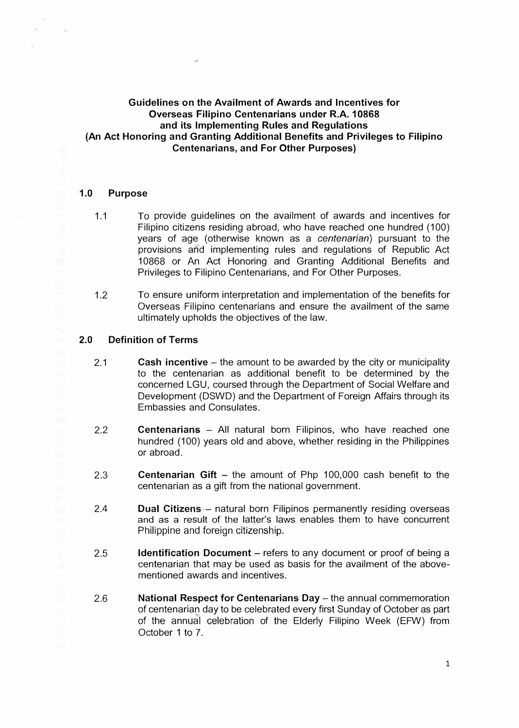# Guidelines on the Availment of Awards and Incentives for Overseas Filipino Centenarians under R.A. 10868 and its Implementing Rules and Regulations (An Act Honoring and Granting Additional Benefits and Privileges to Filipino Centenarians, and For Other Purposes)

## 1.0 Purpose

1.1 To provide guidelines on the availment of awards and incentives for Filipino citizens residing abroad, who have reached one hundred (100) years of age (otherwise known as a *centenarian*) pursuant to the provisions and implementing rules and regulations of Republic Act 10868 or An Act Honoring and Granting Additional Benefits and Privileges to Filipino Centenarians, and For Other Purposes.

1.2 To ensure uniform interpretation and implementation of the benefits for Overseas Filipino centenarians and ensure the availment of the same ultimately upholds the objectives of the law.

## 2.0 Definition of Terms

2.1 **Cash incentive** – the amount to be awarded by the city or municipality to the centenarian as additional benefit to be determined by the concerned LGU, coursed through the Department of Social Welfare and Development (DSWD) and the Department of Foreign Affairs through its Embassies and Consulates.

2.2 **Centenarians** – All natural born Filipinos, who have reached one hundred (100) years old and above, whether residing in the Philippines or abroad.

2.3 **Centenarian Gift** – the amount of Php 100,000 cash benefit to the centenarian as a gift from the national government.

2.4 **Dual Citizens** – natural born Filipinos permanently residing overseas and as a result of the latter's laws enables them to have concurrent Philippine and foreign citizenship.

2.5 **Identification Document** – refers to any document or proof of being a centenarian that may be used as basis for the availment of the above-mentioned awards and incentives.

2.6 **National Respect for Centenarians Day** – the annual commemoration of centenarian day to be celebrated every first Sunday of October as part of the annual celebration of the Elderly Filipino Week (EFW) from October 1 to 7.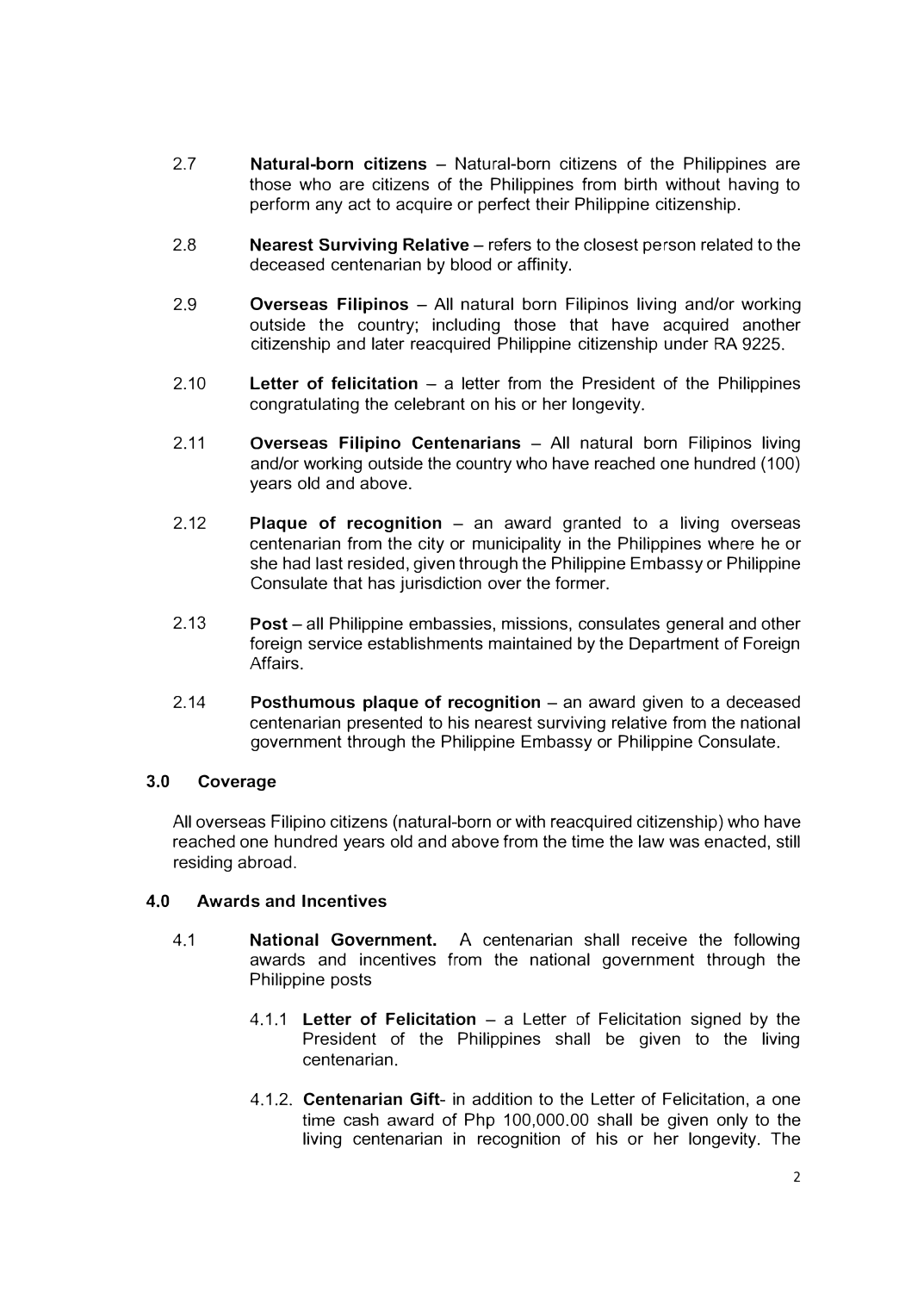2.7 **Natural-born citizens** – Natural-born citizens of the Philippines are those who are citizens of the Philippines from birth without having to perform any act to acquire or perfect their Philippine citizenship.

2.8 **Nearest Surviving Relative** – refers to the closest person related to the deceased centenarian by blood or affinity.

2.9 **Overseas Filipinos** – All natural born Filipinos living and/or working outside the country; including those that have acquired another citizenship and later reacquired Philippine citizenship under RA 9225.

2.10 **Letter of felicitation** – a letter from the President of the Philippines congratulating the celebrant on his or her longevity.

2.11 **Overseas Filipino Centenarians** – All natural born Filipinos living and/or working outside the country who have reached one hundred (100) years old and above.

2.12 **Plaque of recognition** – an award granted to a living overseas centenarian from the city or municipality in the Philippines where he or she had last resided, given through the Philippine Embassy or Philippine Consulate that has jurisdiction over the former.

2.13 **Post** – all Philippine embassies, missions, consulates general and other foreign service establishments maintained by the Department of Foreign Affairs.

2.14 **Posthumous plaque of recognition** – an award given to a deceased centenarian presented to his nearest surviving relative from the national government through the Philippine Embassy or Philippine Consulate.

## 3.0 Coverage

All overseas Filipino citizens (natural-born or with reacquired citizenship) who have reached one hundred years old and above from the time the law was enacted, still residing abroad.

## 4.0 Awards and Incentives

4.1 **National Government.** A centenarian shall receive the following awards and incentives from the national government through the Philippine posts

4.1.1 **Letter of Felicitation** – a Letter of Felicitation signed by the President of the Philippines shall be given to the living centenarian.

4.1.2. **Centenarian Gift**- in addition to the Letter of Felicitation, a one time cash award of Php 100,000.00 shall be given only to the living centenarian in recognition of his or her longevity. The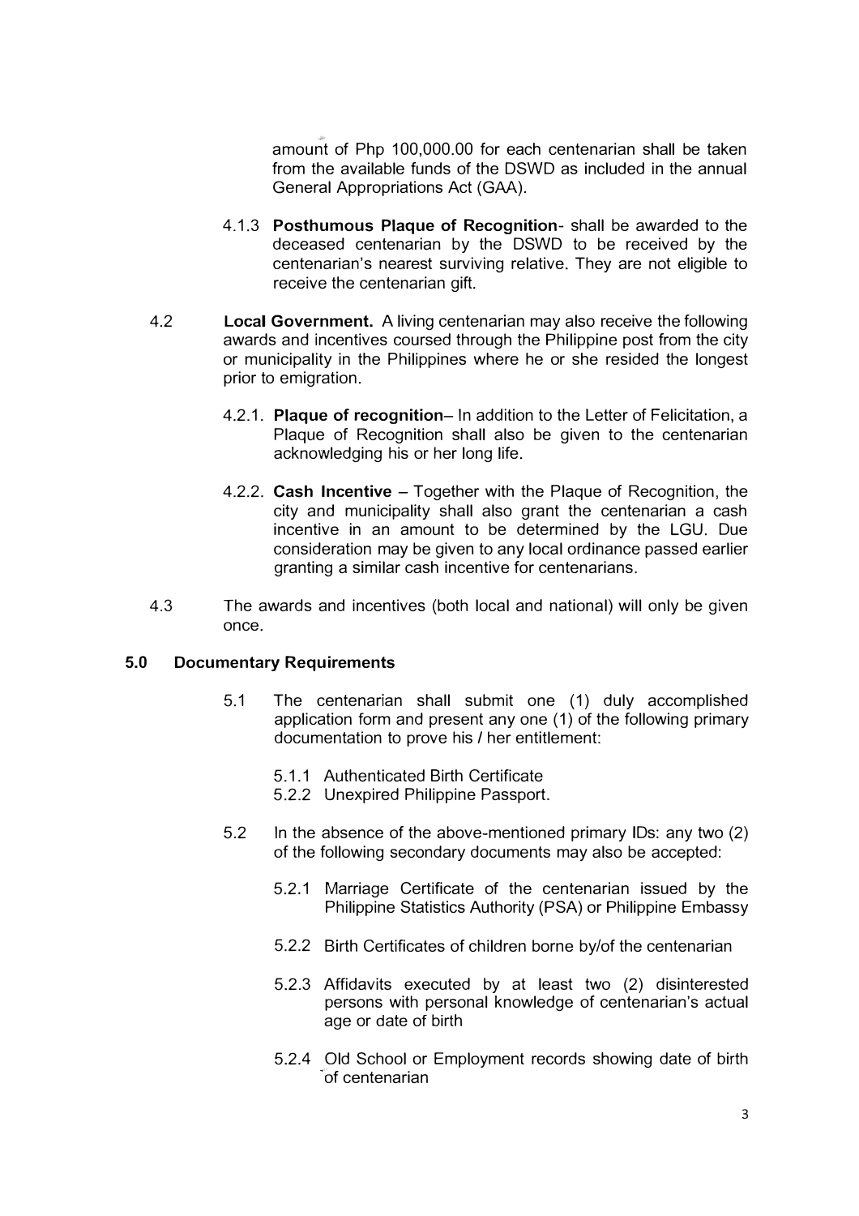amount of Php 100,000.00 for each centenarian shall be taken from the available funds of the DSWD as included in the annual General Appropriations Act (GAA).

4.1.3 **Posthumous Plaque of Recognition**- shall be awarded to the deceased centenarian by the DSWD to be received by the centenarian's nearest surviving relative. They are not eligible to receive the centenarian gift.

4.2 **Local Government.** A living centenarian may also receive the following awards and incentives coursed through the Philippine post from the city or municipality in the Philippines where he or she resided the longest prior to emigration.

4.2.1. **Plaque of recognition**– In addition to the Letter of Felicitation, a Plaque of Recognition shall also be given to the centenarian acknowledging his or her long life.

4.2.2. **Cash Incentive** – Together with the Plaque of Recognition, the city and municipality shall also grant the centenarian a cash incentive in an amount to be determined by the LGU. Due consideration may be given to any local ordinance passed earlier granting a similar cash incentive for centenarians.

4.3 The awards and incentives (both local and national) will only be given once.

## 5.0 Documentary Requirements

5.1 The centenarian shall submit one (1) duly accomplished application form and present any one (1) of the following primary documentation to prove his / her entitlement:

5.1.1 Authenticated Birth Certificate
5.2.2 Unexpired Philippine Passport.

5.2 In the absence of the above-mentioned primary IDs: any two (2) of the following secondary documents may also be accepted:

5.2.1 Marriage Certificate of the centenarian issued by the Philippine Statistics Authority (PSA) or Philippine Embassy

5.2.2 Birth Certificates of children borne by/of the centenarian

5.2.3 Affidavits executed by at least two (2) disinterested persons with personal knowledge of centenarian's actual age or date of birth

5.2.4 Old School or Employment records showing date of birth of centenarian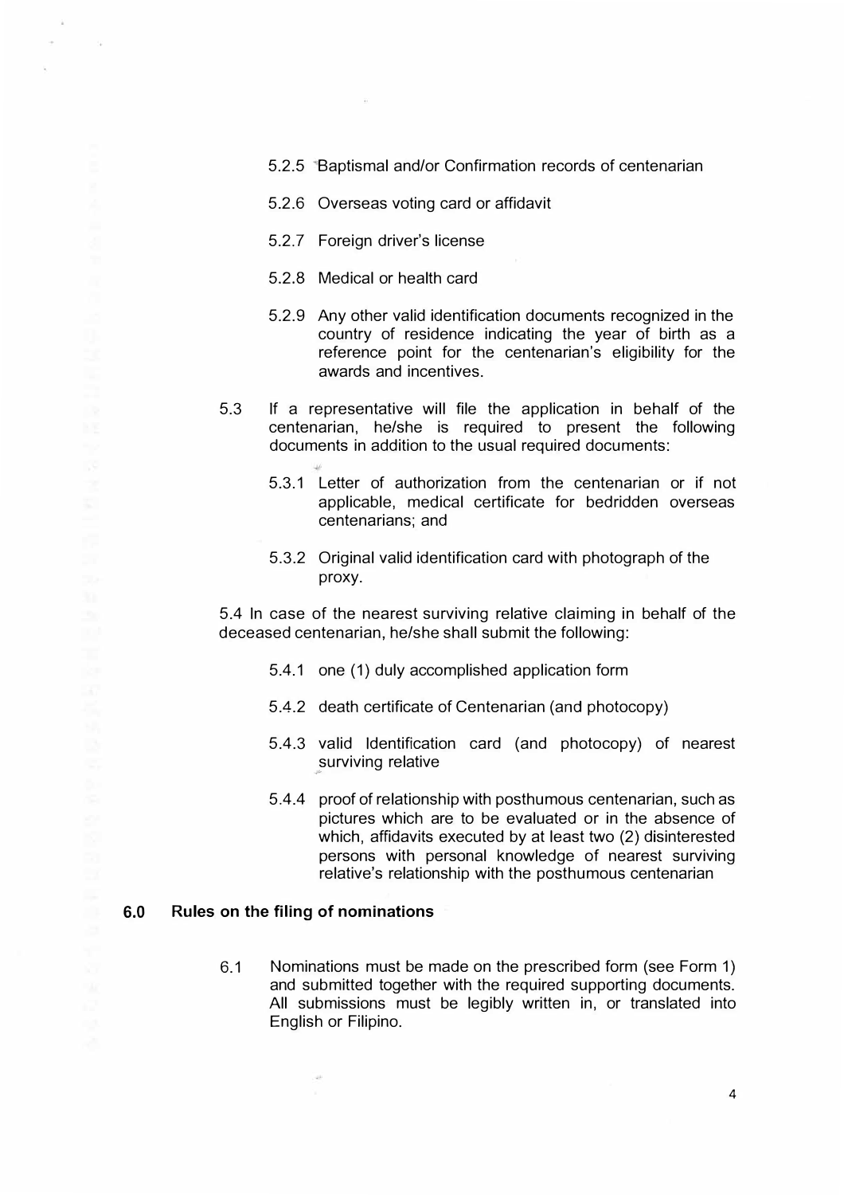5.2.5 Baptismal and/or Confirmation records of centenarian

5.2.6 Overseas voting card or affidavit

5.2.7 Foreign driver's license

5.2.8 Medical or health card

5.2.9 Any other valid identification documents recognized in the country of residence indicating the year of birth as a reference point for the centenarian's eligibility for the awards and incentives.

5.3 If a representative will file the application in behalf of the centenarian, he/she is required to present the following documents in addition to the usual required documents:

5.3.1 Letter of authorization from the centenarian or if not applicable, medical certificate for bedridden overseas centenarians; and

5.3.2 Original valid identification card with photograph of the proxy.

5.4 In case of the nearest surviving relative claiming in behalf of the deceased centenarian, he/she shall submit the following:

5.4.1 one (1) duly accomplished application form

5.4.2 death certificate of Centenarian (and photocopy)

5.4.3 valid Identification card (and photocopy) of nearest surviving relative

5.4.4 proof of relationship with posthumous centenarian, such as pictures which are to be evaluated or in the absence of which, affidavits executed by at least two (2) disinterested persons with personal knowledge of nearest surviving relative's relationship with the posthumous centenarian

## 6.0 Rules on the filing of nominations

6.1 Nominations must be made on the prescribed form (see Form 1) and submitted together with the required supporting documents. All submissions must be legibly written in, or translated into English or Filipino.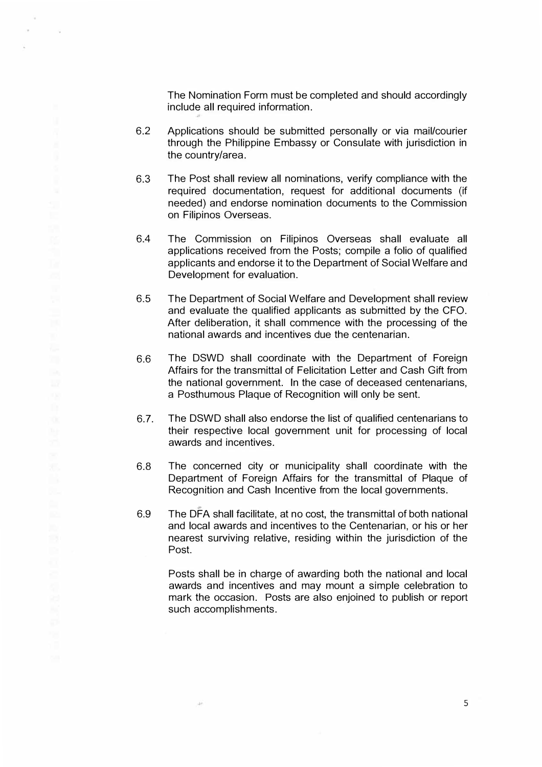The Nomination Form must be completed and should accordingly include all required information.

6.2 Applications should be submitted personally or via mail/courier through the Philippine Embassy or Consulate with jurisdiction in the country/area.

6.3 The Post shall review all nominations, verify compliance with the required documentation, request for additional documents (if needed) and endorse nomination documents to the Commission on Filipinos Overseas.

6.4 The Commission on Filipinos Overseas shall evaluate all applications received from the Posts; compile a folio of qualified applicants and endorse it to the Department of Social Welfare and Development for evaluation.

6.5 The Department of Social Welfare and Development shall review and evaluate the qualified applicants as submitted by the CFO. After deliberation, it shall commence with the processing of the national awards and incentives due the centenarian.

6.6 The DSWD shall coordinate with the Department of Foreign Affairs for the transmittal of Felicitation Letter and Cash Gift from the national government. In the case of deceased centenarians, a Posthumous Plaque of Recognition will only be sent.

6.7. The DSWD shall also endorse the list of qualified centenarians to their respective local government unit for processing of local awards and incentives.

6.8 The concerned city or municipality shall coordinate with the Department of Foreign Affairs for the transmittal of Plaque of Recognition and Cash Incentive from the local governments.

6.9 The DFA shall facilitate, at no cost, the transmittal of both national and local awards and incentives to the Centenarian, or his or her nearest surviving relative, residing within the jurisdiction of the Post.

Posts shall be in charge of awarding both the national and local awards and incentives and may mount a simple celebration to mark the occasion. Posts are also enjoined to publish or report such accomplishments.